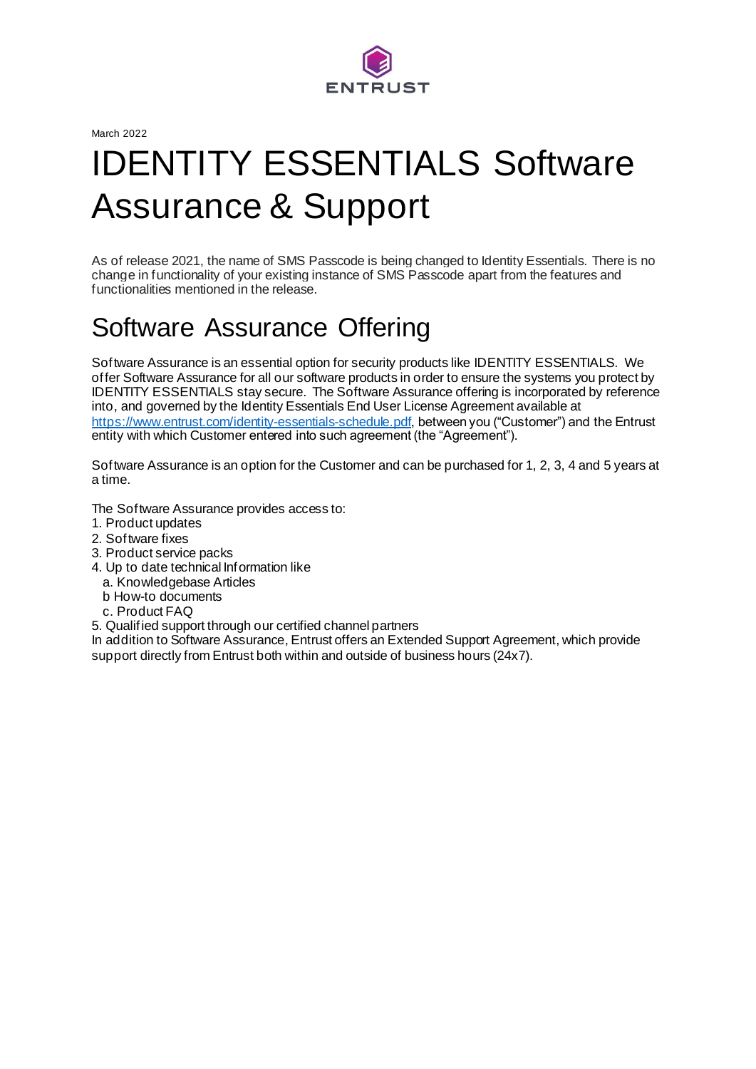ENTRUST

March 2022

# IDENTITY ESSENTIALS Software Assurance & Support

As of release 2021, the name of SMS Passcode is being changed to Identity Essentials. There is no change in functionality of your existing instance of SMS Passcode apart from the features and functionalities mentioned in the release.

## Software Assurance Offering

Software Assurance is an essential option for security products like IDENTITY ESSENTIALS. We offer Software Assurance for all our software products in order to ensure the systems you protect by IDENTITY ESSENTIALS stay secure. The Software Assurance offering is incorporated by reference into, and governed by the Identity Essentials End User License Agreement available at [https://www.entrust.com/identity-essentials-schedule.pdf](https://www.entrust.com/identity-essentials-schedule.pdf), between you ("Customer") and the Entrust entity with which Customer entered into such agreement (the "Agreement").

Software Assurance is an option for the Customer and can be purchased for 1, 2, 3, 4 and 5 years at a time.

The Software Assurance provides access to:

1. Product updates
2. Software fixes
3. Product service packs
4. Up to date technical Information like
   a. Knowledgebase Articles
   b How-to documents
   c. Product FAQ
5. Qualified support through our certified channel partners

In addition to Software Assurance, Entrust offers an Extended Support Agreement, which provide support directly from Entrust both within and outside of business hours (24x7).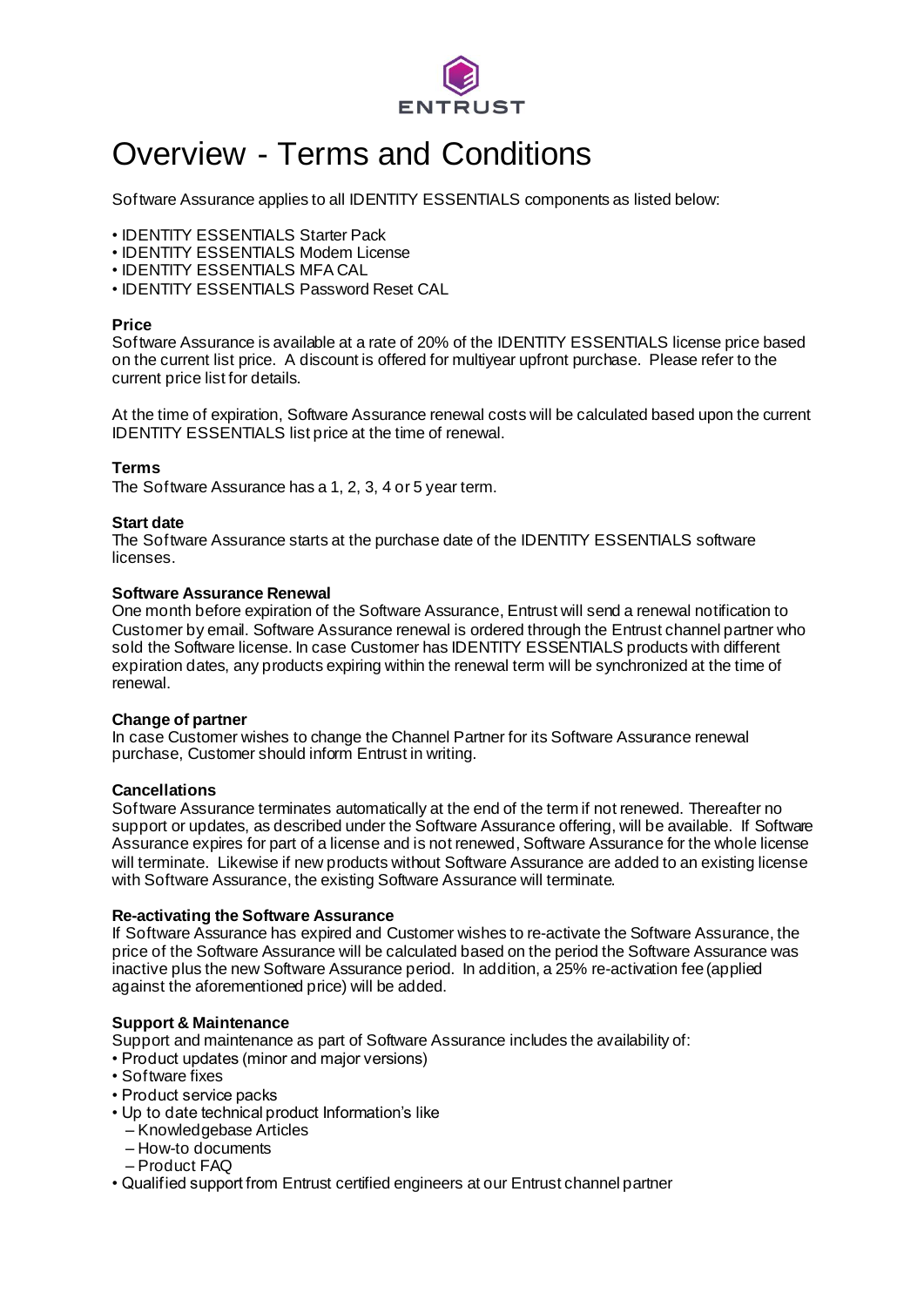# Overview - Terms and Conditions

Software Assurance applies to all IDENTITY ESSENTIALS components as listed below:

- IDENTITY ESSENTIALS Starter Pack
- IDENTITY ESSENTIALS Modem License
- IDENTITY ESSENTIALS MFA CAL
- IDENTITY ESSENTIALS Password Reset CAL

**Price**
Software Assurance is available at a rate of 20% of the IDENTITY ESSENTIALS license price based on the current list price. A discount is offered for multiyear upfront purchase. Please refer to the current price list for details.

At the time of expiration, Software Assurance renewal costs will be calculated based upon the current IDENTITY ESSENTIALS list price at the time of renewal.

**Terms**
The Software Assurance has a 1, 2, 3, 4 or 5 year term.

**Start date**
The Software Assurance starts at the purchase date of the IDENTITY ESSENTIALS software licenses.

**Software Assurance Renewal**
One month before expiration of the Software Assurance, Entrust will send a renewal notification to Customer by email. Software Assurance renewal is ordered through the Entrust channel partner who sold the Software license. In case Customer has IDENTITY ESSENTIALS products with different expiration dates, any products expiring within the renewal term will be synchronized at the time of renewal.

**Change of partner**
In case Customer wishes to change the Channel Partner for its Software Assurance renewal purchase, Customer should inform Entrust in writing.

**Cancellations**
Software Assurance terminates automatically at the end of the term if not renewed. Thereafter no support or updates, as described under the Software Assurance offering, will be available. If Software Assurance expires for part of a license and is not renewed, Software Assurance for the whole license will terminate. Likewise if new products without Software Assurance are added to an existing license with Software Assurance, the existing Software Assurance will terminate.

**Re-activating the Software Assurance**
If Software Assurance has expired and Customer wishes to re-activate the Software Assurance, the price of the Software Assurance will be calculated based on the period the Software Assurance was inactive plus the new Software Assurance period. In addition, a 25% re-activation fee (applied against the aforementioned price) will be added.

**Support & Maintenance**
Support and maintenance as part of Software Assurance includes the availability of:

- Product updates (minor and major versions)
- Software fixes
- Product service packs
- Up to date technical product Information's like
  - Knowledgebase Articles
  - How-to documents
  - Product FAQ
- Qualified support from Entrust certified engineers at our Entrust channel partner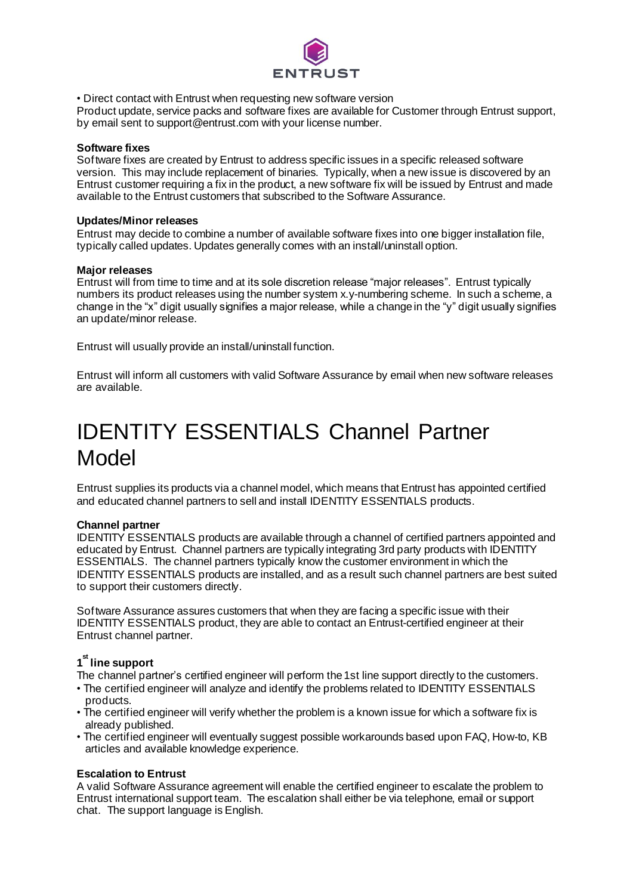• Direct contact with Entrust when requesting new software version

Product update, service packs and software fixes are available for Customer through Entrust support, by email sent to support@entrust.com with your license number.

**Software fixes**

Software fixes are created by Entrust to address specific issues in a specific released software version. This may include replacement of binaries. Typically, when a new issue is discovered by an Entrust customer requiring a fix in the product, a new software fix will be issued by Entrust and made available to the Entrust customers that subscribed to the Software Assurance.

**Updates/Minor releases**

Entrust may decide to combine a number of available software fixes into one bigger installation file, typically called updates. Updates generally comes with an install/uninstall option.

**Major releases**

Entrust will from time to time and at its sole discretion release "major releases". Entrust typically numbers its product releases using the number system x.y-numbering scheme. In such a scheme, a change in the "x" digit usually signifies a major release, while a change in the "y" digit usually signifies an update/minor release.

Entrust will usually provide an install/uninstall function.

Entrust will inform all customers with valid Software Assurance by email when new software releases are available.

# IDENTITY ESSENTIALS Channel Partner Model

Entrust supplies its products via a channel model, which means that Entrust has appointed certified and educated channel partners to sell and install IDENTITY ESSENTIALS products.

**Channel partner**

IDENTITY ESSENTIALS products are available through a channel of certified partners appointed and educated by Entrust. Channel partners are typically integrating 3rd party products with IDENTITY ESSENTIALS. The channel partners typically know the customer environment in which the IDENTITY ESSENTIALS products are installed, and as a result such channel partners are best suited to support their customers directly.

Software Assurance assures customers that when they are facing a specific issue with their IDENTITY ESSENTIALS product, they are able to contact an Entrust-certified engineer at their Entrust channel partner.

**1st line support**

The channel partner's certified engineer will perform the 1st line support directly to the customers.

- The certified engineer will analyze and identify the problems related to IDENTITY ESSENTIALS products.
- The certified engineer will verify whether the problem is a known issue for which a software fix is already published.
- The certified engineer will eventually suggest possible workarounds based upon FAQ, How-to, KB articles and available knowledge experience.

**Escalation to Entrust**

A valid Software Assurance agreement will enable the certified engineer to escalate the problem to Entrust international support team. The escalation shall either be via telephone, email or support chat. The support language is English.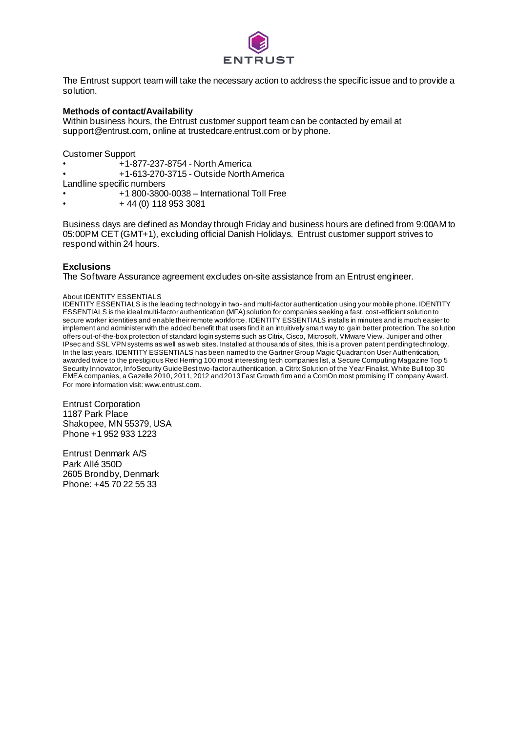The Entrust support team will take the necessary action to address the specific issue and to provide a solution.

**Methods of contact/Availability**

Within business hours, the Entrust customer support team can be contacted by email at support@entrust.com, online at trustedcare.entrust.com or by phone.

Customer Support

- +1-877-237-8754 - North America
- +1-613-270-3715 - Outside North America

Landline specific numbers

- +1 800-3800-0038 – International Toll Free
- + 44 (0) 118 953 3081

Business days are defined as Monday through Friday and business hours are defined from 9:00AM to 05:00PM CET (GMT+1), excluding official Danish Holidays. Entrust customer support strives to respond within 24 hours.

**Exclusions**

The Software Assurance agreement excludes on-site assistance from an Entrust engineer.

About IDENTITY ESSENTIALS

IDENTITY ESSENTIALS is the leading technology in two- and multi-factor authentication using your mobile phone. IDENTITY ESSENTIALS is the ideal multi-factor authentication (MFA) solution for companies seeking a fast, cost-efficient solution to secure worker identities and enable their remote workforce. IDENTITY ESSENTIALS installs in minutes and is much easier to implement and administer with the added benefit that users find it an intuitively smart way to gain better protection. The solution offers out-of-the-box protection of standard login systems such as Citrix, Cisco, Microsoft, VMware View, Juniper and other IPsec and SSL VPN systems as well as web sites. Installed at thousands of sites, this is a proven patent pending technology. In the last years, IDENTITY ESSENTIALS has been named to the Gartner Group Magic Quadrant on User Authentication, awarded twice to the prestigious Red Herring 100 most interesting tech companies list, a Secure Computing Magazine Top 5 Security Innovator, InfoSecurity Guide Best two-factor authentication, a Citrix Solution of the Year Finalist, White Bull top 30 EMEA companies, a Gazelle 2010, 2011, 2012 and 2013 Fast Growth firm and a ComOn most promising IT company Award. For more information visit: www.entrust.com.

Entrust Corporation
1187 Park Place
Shakopee, MN 55379, USA
Phone +1 952 933 1223

Entrust Denmark A/S
Park Allé 350D
2605 Brondby, Denmark
Phone: +45 70 22 55 33